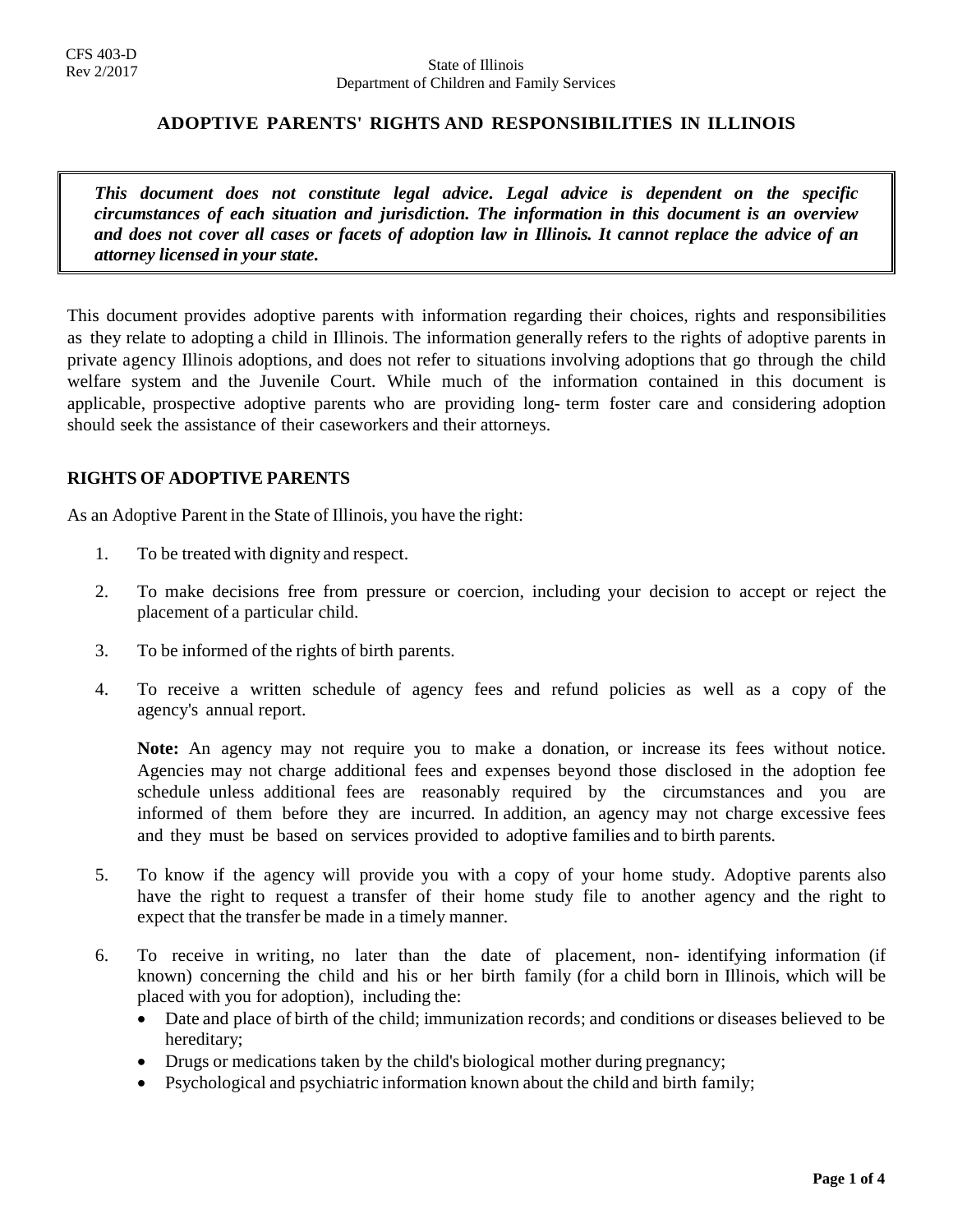CFS 403-D
Rev 2/2017

State of Illinois
Department of Children and Family Services

# ADOPTIVE PARENTS' RIGHTS AND RESPONSIBILITIES IN ILLINOIS

> ***This document does not constitute legal advice. Legal advice is dependent on the specific circumstances of each situation and jurisdiction. The information in this document is an overview and does not cover all cases or facets of adoption law in Illinois. It cannot replace the advice of an attorney licensed in your state.***

This document provides adoptive parents with information regarding their choices, rights and responsibilities as they relate to adopting a child in Illinois. The information generally refers to the rights of adoptive parents in private agency Illinois adoptions, and does not refer to situations involving adoptions that go through the child welfare system and the Juvenile Court. While much of the information contained in this document is applicable, prospective adoptive parents who are providing long- term foster care and considering adoption should seek the assistance of their caseworkers and their attorneys.

## RIGHTS OF ADOPTIVE PARENTS

As an Adoptive Parent in the State of Illinois, you have the right:

1. To be treated with dignity and respect.

2. To make decisions free from pressure or coercion, including your decision to accept or reject the placement of a particular child.

3. To be informed of the rights of birth parents.

4. To receive a written schedule of agency fees and refund policies as well as a copy of the agency's annual report.

   **Note:** An agency may not require you to make a donation, or increase its fees without notice. Agencies may not charge additional fees and expenses beyond those disclosed in the adoption fee schedule unless additional fees are reasonably required by the circumstances and you are informed of them before they are incurred. In addition, an agency may not charge excessive fees and they must be based on services provided to adoptive families and to birth parents.

5. To know if the agency will provide you with a copy of your home study. Adoptive parents also have the right to request a transfer of their home study file to another agency and the right to expect that the transfer be made in a timely manner.

6. To receive in writing, no later than the date of placement, non- identifying information (if known) concerning the child and his or her birth family (for a child born in Illinois, which will be placed with you for adoption), including the:
   - Date and place of birth of the child; immunization records; and conditions or diseases believed to be hereditary;
   - Drugs or medications taken by the child's biological mother during pregnancy;
   - Psychological and psychiatric information known about the child and birth family;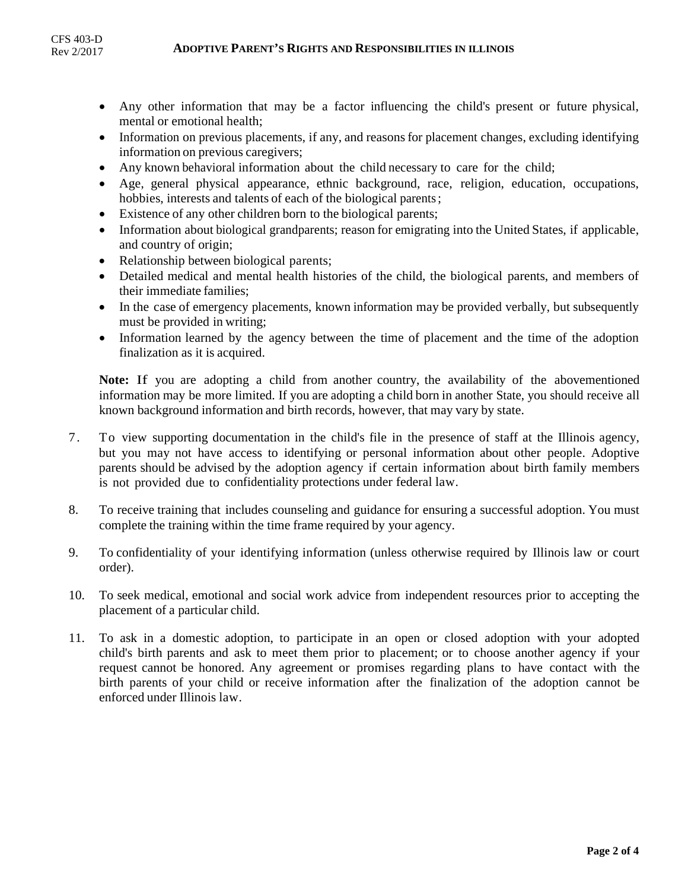- Any other information that may be a factor influencing the child's present or future physical, mental or emotional health;
- Information on previous placements, if any, and reasons for placement changes, excluding identifying information on previous caregivers;
- Any known behavioral information about the child necessary to care for the child;
- Age, general physical appearance, ethnic background, race, religion, education, occupations, hobbies, interests and talents of each of the biological parents;
- Existence of any other children born to the biological parents;
- Information about biological grandparents; reason for emigrating into the United States, if applicable, and country of origin;
- Relationship between biological parents;
- Detailed medical and mental health histories of the child, the biological parents, and members of their immediate families;
- In the case of emergency placements, known information may be provided verbally, but subsequently must be provided in writing;
- Information learned by the agency between the time of placement and the time of the adoption finalization as it is acquired.

**Note:** If you are adopting a child from another country, the availability of the abovementioned information may be more limited. If you are adopting a child born in another State, you should receive all known background information and birth records, however, that may vary by state.

7. To view supporting documentation in the child's file in the presence of staff at the Illinois agency, but you may not have access to identifying or personal information about other people. Adoptive parents should be advised by the adoption agency if certain information about birth family members is not provided due to confidentiality protections under federal law.

8. To receive training that includes counseling and guidance for ensuring a successful adoption. You must complete the training within the time frame required by your agency.

9. To confidentiality of your identifying information (unless otherwise required by Illinois law or court order).

10. To seek medical, emotional and social work advice from independent resources prior to accepting the placement of a particular child.

11. To ask in a domestic adoption, to participate in an open or closed adoption with your adopted child's birth parents and ask to meet them prior to placement; or to choose another agency if your request cannot be honored. Any agreement or promises regarding plans to have contact with the birth parents of your child or receive information after the finalization of the adoption cannot be enforced under Illinois law.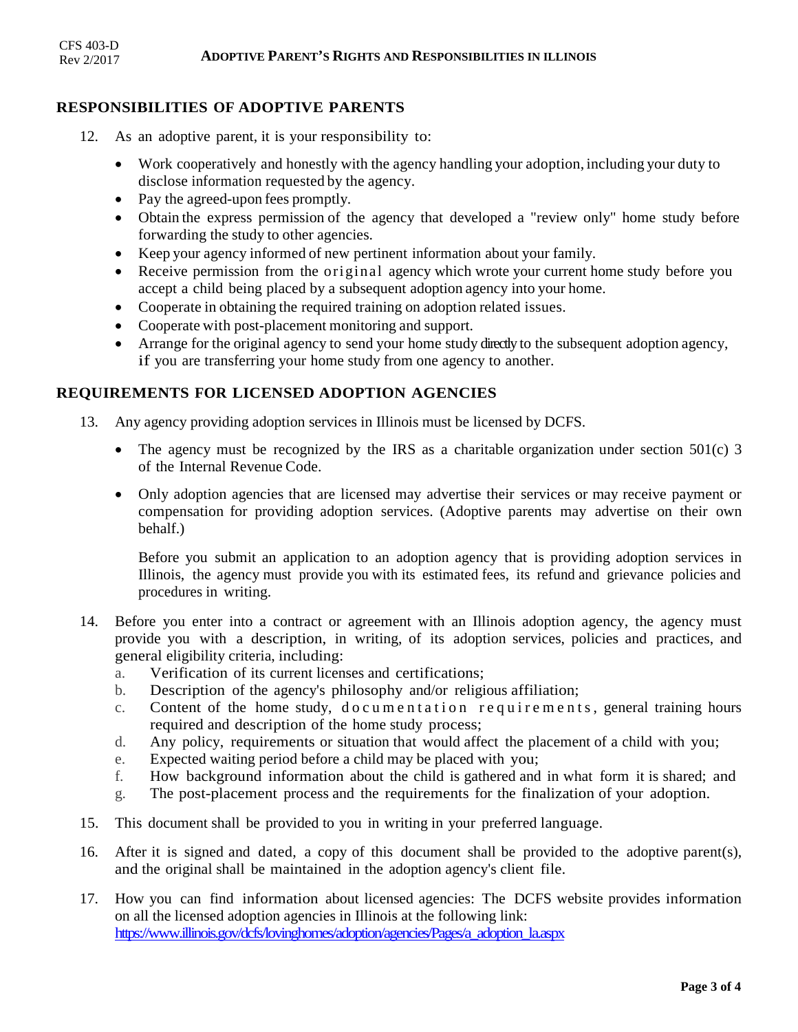## RESPONSIBILITIES OF ADOPTIVE PARENTS

12. As an adoptive parent, it is your responsibility to:

    - Work cooperatively and honestly with the agency handling your adoption, including your duty to disclose information requested by the agency.
    - Pay the agreed-upon fees promptly.
    - Obtain the express permission of the agency that developed a "review only" home study before forwarding the study to other agencies.
    - Keep your agency informed of new pertinent information about your family.
    - Receive permission from the original agency which wrote your current home study before you accept a child being placed by a subsequent adoption agency into your home.
    - Cooperate in obtaining the required training on adoption related issues.
    - Cooperate with post-placement monitoring and support.
    - Arrange for the original agency to send your home study directly to the subsequent adoption agency, if you are transferring your home study from one agency to another.

## REQUIREMENTS FOR LICENSED ADOPTION AGENCIES

13. Any agency providing adoption services in Illinois must be licensed by DCFS.

    - The agency must be recognized by the IRS as a charitable organization under section 501(c) 3 of the Internal Revenue Code.

    - Only adoption agencies that are licensed may advertise their services or may receive payment or compensation for providing adoption services. (Adoptive parents may advertise on their own behalf.)

    Before you submit an application to an adoption agency that is providing adoption services in Illinois, the agency must provide you with its estimated fees, its refund and grievance policies and procedures in writing.

14. Before you enter into a contract or agreement with an Illinois adoption agency, the agency must provide you with a description, in writing, of its adoption services, policies and practices, and general eligibility criteria, including:
    a. Verification of its current licenses and certifications;
    b. Description of the agency's philosophy and/or religious affiliation;
    c. Content of the home study, documentation requirements, general training hours required and description of the home study process;
    d. Any policy, requirements or situation that would affect the placement of a child with you;
    e. Expected waiting period before a child may be placed with you;
    f. How background information about the child is gathered and in what form it is shared; and
    g. The post-placement process and the requirements for the finalization of your adoption.

15. This document shall be provided to you in writing in your preferred language.

16. After it is signed and dated, a copy of this document shall be provided to the adoptive parent(s), and the original shall be maintained in the adoption agency's client file.

17. How you can find information about licensed agencies: The DCFS website provides information on all the licensed adoption agencies in Illinois at the following link: https://www.illinois.gov/dcfs/lovinghomes/adoption/agencies/Pages/a_adoption_la.aspx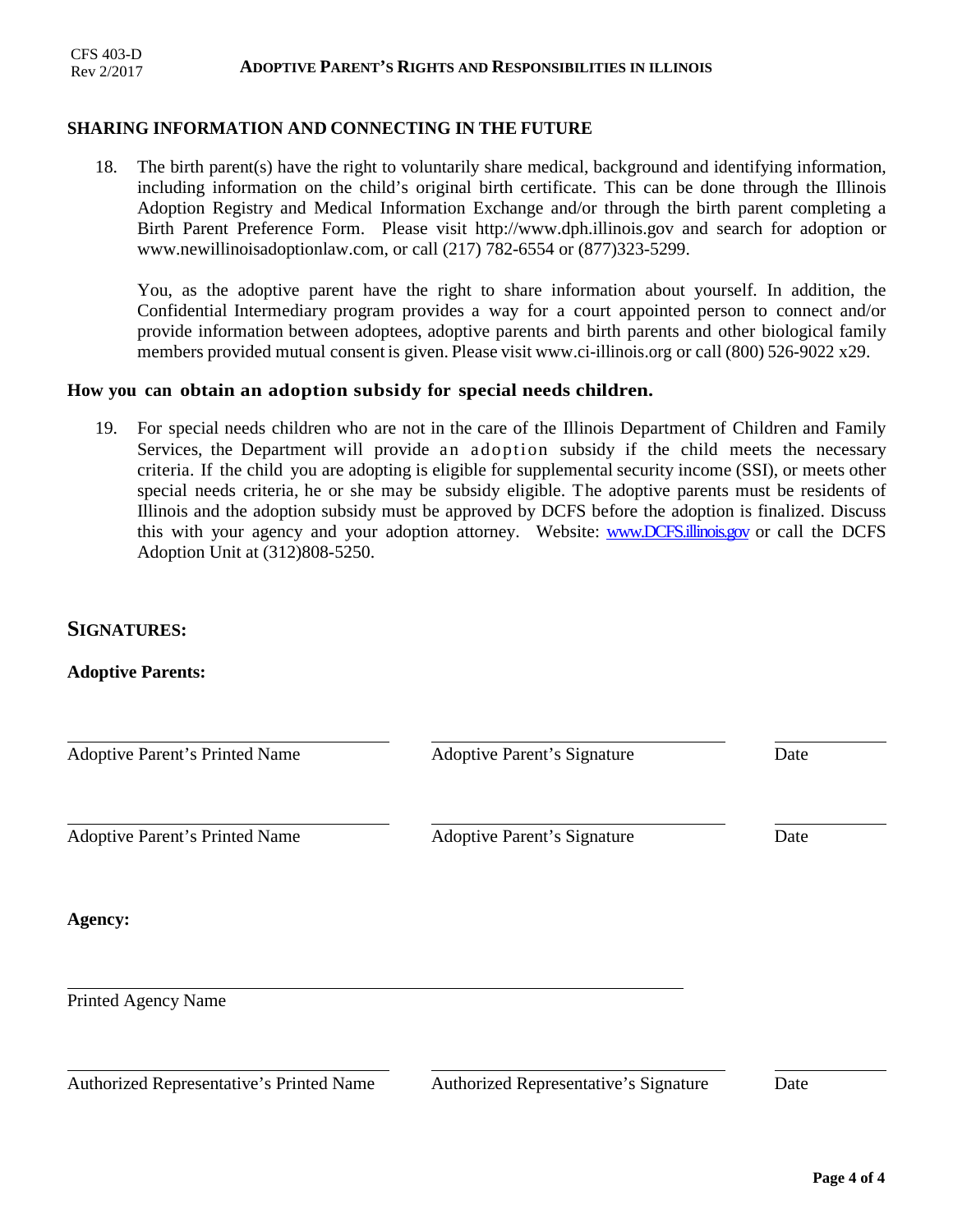## SHARING INFORMATION AND CONNECTING IN THE FUTURE

18. The birth parent(s) have the right to voluntarily share medical, background and identifying information, including information on the child's original birth certificate. This can be done through the Illinois Adoption Registry and Medical Information Exchange and/or through the birth parent completing a Birth Parent Preference Form. Please visit http://www.dph.illinois.gov and search for adoption or www.newillinoisadoptionlaw.com, or call (217) 782-6554 or (877)323-5299.

    You, as the adoptive parent have the right to share information about yourself. In addition, the Confidential Intermediary program provides a way for a court appointed person to connect and/or provide information between adoptees, adoptive parents and birth parents and other biological family members provided mutual consent is given. Please visit www.ci-illinois.org or call (800) 526-9022 x29.

### How you can obtain an adoption subsidy for special needs children.

19. For special needs children who are not in the care of the Illinois Department of Children and Family Services, the Department will provide an adoption subsidy if the child meets the necessary criteria. If the child you are adopting is eligible for supplemental security income (SSI), or meets other special needs criteria, he or she may be subsidy eligible. The adoptive parents must be residents of Illinois and the adoption subsidy must be approved by DCFS before the adoption is finalized. Discuss this with your agency and your adoption attorney. Website: www.DCFS.illinois.gov or call the DCFS Adoption Unit at (312)808-5250.

## SIGNATURES:

**Adoptive Parents:**

| | | |
|---|---|---|
| Adoptive Parent's Printed Name | Adoptive Parent's Signature | Date |
| Adoptive Parent's Printed Name | Adoptive Parent's Signature | Date |

**Agency:**

Printed Agency Name

| | | |
|---|---|---|
| Authorized Representative's Printed Name | Authorized Representative's Signature | Date |